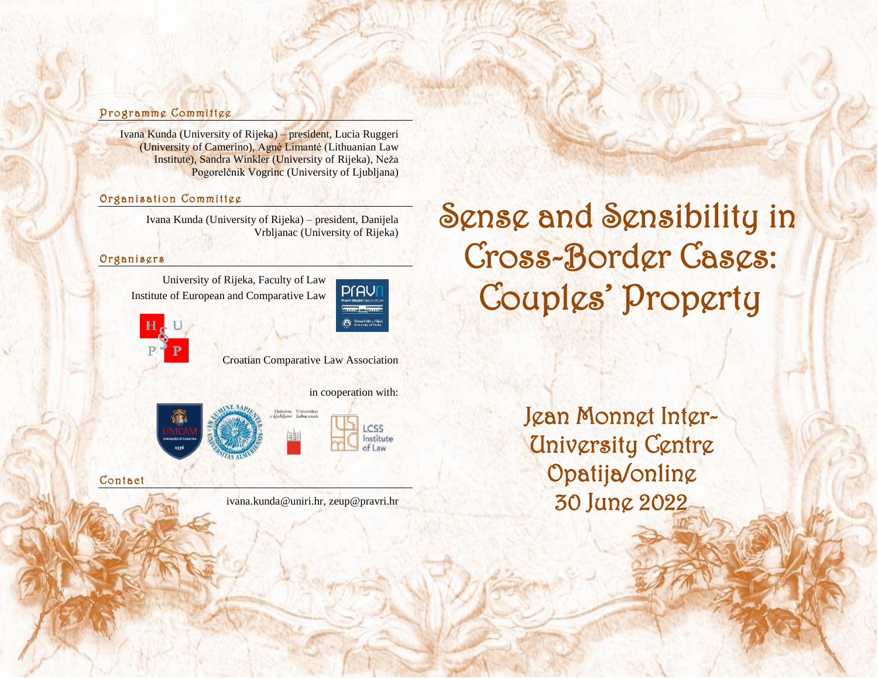## Programme Committee

Ivana Kunda (University of Rijeka) – president, Lucia Ruggeri (University of Camerino), Agnė Limantė (Lithuanian Law Institute), Sandra Winkler (University of Rijeka), Neža Pogorelčnik Vogrinc (University of Ljubljana)

## Organisation Committee

Ivana Kunda (University of Rijeka) – president, Danijela Vrbljanac (University of Rijeka)

## Organisers

University of Rijeka, Faculty of Law
Institute of European and Comparative Law

Croatian Comparative Law Association

in cooperation with:

## Contact

ivana.kunda@uniri.hr, zeup@pravri.hr

# Sense and Sensibility in Cross-Border Cases: Couples' Property

Jean Monnet Inter-University Centre
Opatija/online
30 June 2022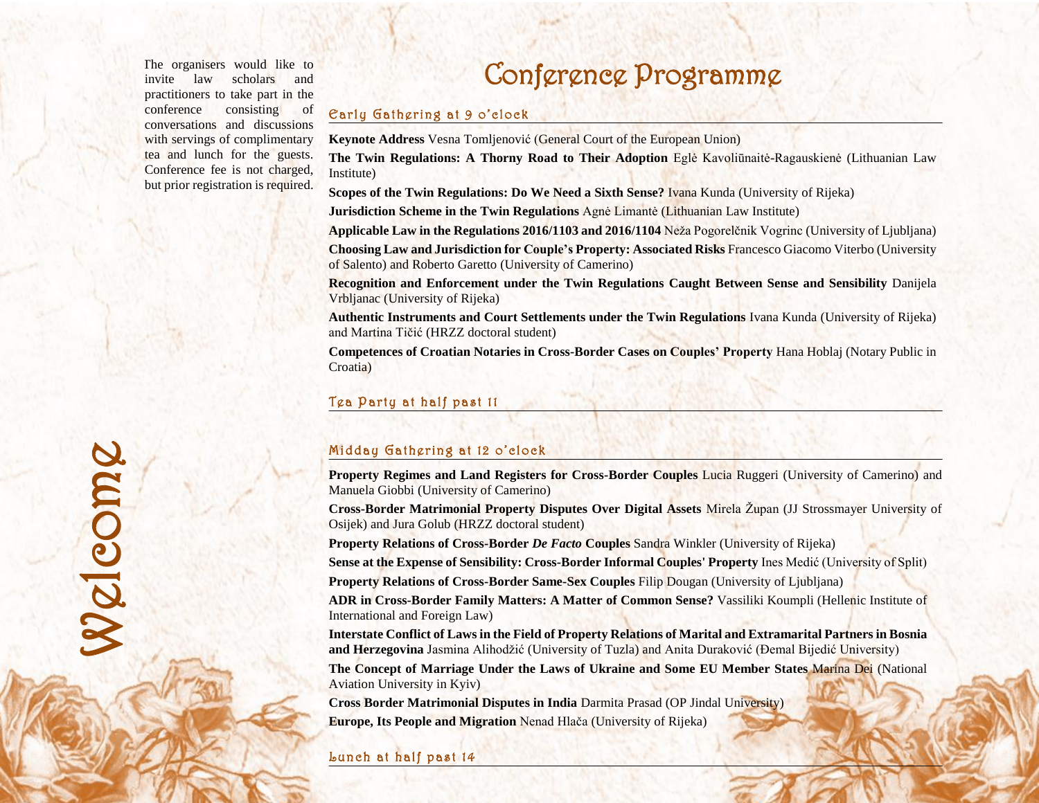The organisers would like to invite law scholars and practitioners to take part in the conference consisting of conversations and discussions with servings of complimentary tea and lunch for the guests. Conference fee is not charged, but prior registration is required.

Welcome

# Conference Programme

## Early Gathering at 9 o'clock

**Keynote Address** Vesna Tomljenović (General Court of the European Union)

**The Twin Regulations: A Thorny Road to Their Adoption** Eglė Kavoliūnaitė-Ragauskienė (Lithuanian Law Institute)

**Scopes of the Twin Regulations: Do We Need a Sixth Sense?** Ivana Kunda (University of Rijeka)

**Jurisdiction Scheme in the Twin Regulations** Agnė Limantė (Lithuanian Law Institute)

**Applicable Law in the Regulations 2016/1103 and 2016/1104** Neža Pogorelčnik Vogrinc (University of Ljubljana)

**Choosing Law and Jurisdiction for Couple's Property: Associated Risks** Francesco Giacomo Viterbo (University of Salento) and Roberto Garetto (University of Camerino)

**Recognition and Enforcement under the Twin Regulations Caught Between Sense and Sensibility** Danijela Vrbljanac (University of Rijeka)

**Authentic Instruments and Court Settlements under the Twin Regulations** Ivana Kunda (University of Rijeka) and Martina Tičić (HRZZ doctoral student)

**Competences of Croatian Notaries in Cross-Border Cases on Couples' Property** Hana Hoblaj (Notary Public in Croatia)

## Tea Party at half past 11

## Midday Gathering at 12 o'clock

**Property Regimes and Land Registers for Cross-Border Couples** Lucia Ruggeri (University of Camerino) and Manuela Giobbi (University of Camerino)

**Cross-Border Matrimonial Property Disputes Over Digital Assets** Mirela Župan (JJ Strossmayer University of Osijek) and Jura Golub (HRZZ doctoral student)

**Property Relations of Cross-Border *De Facto* Couples** Sandra Winkler (University of Rijeka)

**Sense at the Expense of Sensibility: Cross-Border Informal Couples' Property** Ines Medić (University of Split)

**Property Relations of Cross-Border Same-Sex Couples** Filip Dougan (University of Ljubljana)

**ADR in Cross-Border Family Matters: A Matter of Common Sense?** Vassiliki Koumpli (Hellenic Institute of International and Foreign Law)

**Interstate Conflict of Laws in the Field of Property Relations of Marital and Extramarital Partners in Bosnia and Herzegovina** Jasmina Alihodžić (University of Tuzla) and Anita Duraković (Đemal Bijedić University)

**The Concept of Marriage Under the Laws of Ukraine and Some EU Member States** Marina Dei (National Aviation University in Kyiv)

**Cross Border Matrimonial Disputes in India** Darmita Prasad (OP Jindal University)

**Europe, Its People and Migration** Nenad Hlača (University of Rijeka)

## Lunch at half past 14